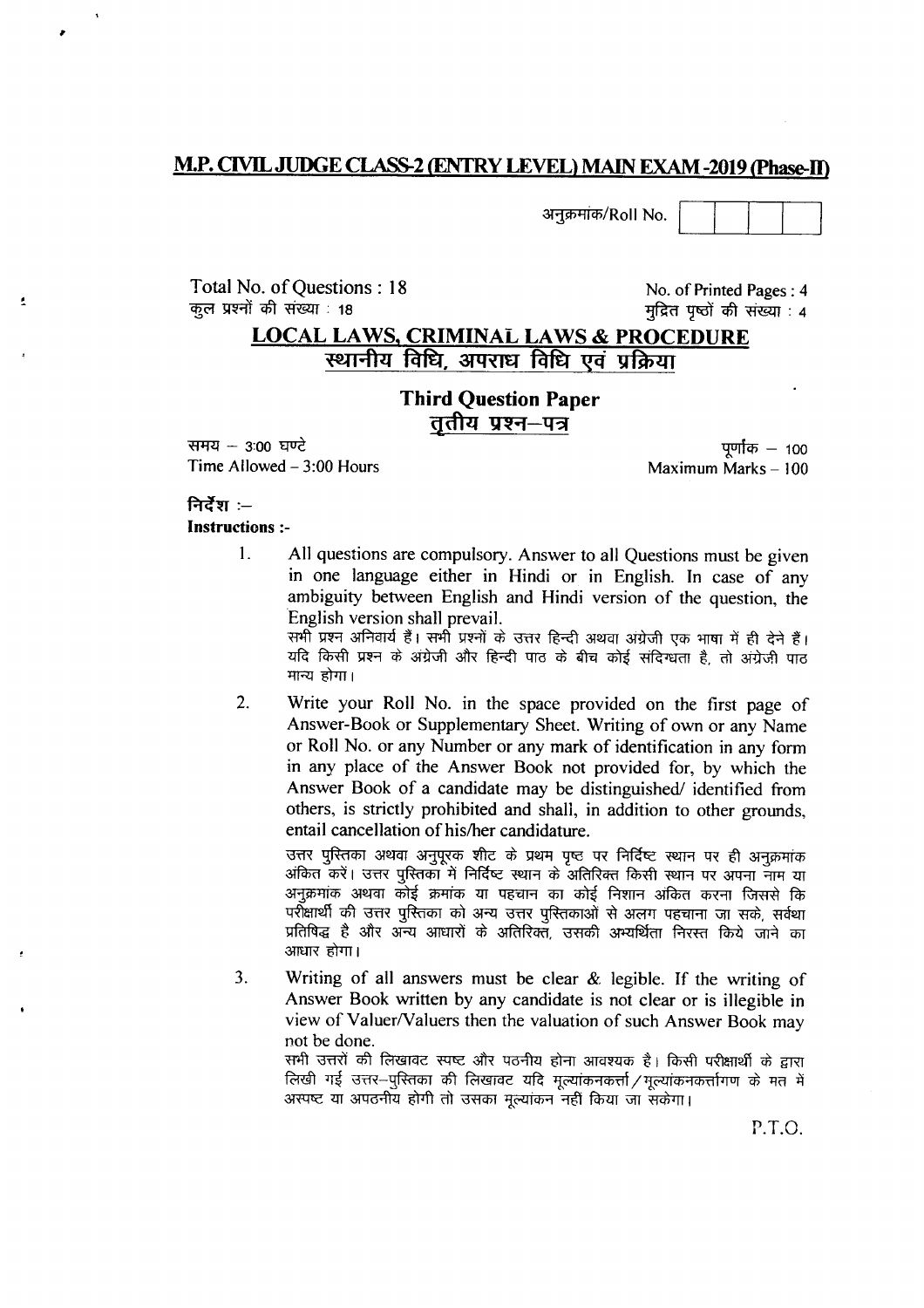# M.P. CIVIL JUDGE CLASS-2 (ENTRY LEVEL) MAIN EXAM -2019 (Phase-II)

अनुक्रमांक/Roll No.

Total No. of Questions : 18
कुल प्रश्नों की संख्या : 18

No. of Printed Pages : 4
मुद्रित पृष्ठों की संख्या : 4

## LOCAL LAWS, CRIMINAL LAWS & PROCEDURE
## स्थानीय विधि, अपराध विधि एवं प्रक्रिया

### Third Question Paper
### तृतीय प्रश्न–पत्र

समय – 3:00 घण्टे
Time Allowed – 3:00 Hours

पूर्णांक – 100
Maximum Marks – 100

**निर्देश :–**
**Instructions :-**

1. All questions are compulsory. Answer to all Questions must be given in one language either in Hindi or in English. In case of any ambiguity between English and Hindi version of the question, the English version shall prevail.

   सभी प्रश्न अनिवार्य हैं। सभी प्रश्नों के उत्तर हिन्दी अथवा अंग्रेजी एक भाषा में ही देने हैं। यदि किसी प्रश्न के अंग्रेजी और हिन्दी पाठ के बीच कोई संदिग्धता है, तो अंग्रेजी पाठ मान्य होगा।

2. Write your Roll No. in the space provided on the first page of Answer-Book or Supplementary Sheet. Writing of own or any Name or Roll No. or any Number or any mark of identification in any form in any place of the Answer Book not provided for, by which the Answer Book of a candidate may be distinguished/ identified from others, is strictly prohibited and shall, in addition to other grounds, entail cancellation of his/her candidature.

   उत्तर पुस्तिका अथवा अनुपूरक शीट के प्रथम पृष्ठ पर निर्दिष्ट स्थान पर ही अनुक्रमांक अंकित करें। उत्तर पुस्तिका में निर्दिष्ट स्थान के अतिरिक्त किसी स्थान पर अपना नाम या अनुक्रमांक अथवा कोई क्रमांक या पहचान का कोई निशान अंकित करना जिससे कि परीक्षार्थी की उत्तर पुस्तिका को अन्य उत्तर पुस्तिकाओं से अलग पहचाना जा सके, सर्वथा प्रतिषिद्ध है और अन्य आधारों के अतिरिक्त, उसकी अभ्यर्थिता निरस्त किये जाने का आधार होगा।

3. Writing of all answers must be clear & legible. If the writing of Answer Book written by any candidate is not clear or is illegible in view of Valuer/Valuers then the valuation of such Answer Book may not be done.

   सभी उत्तरों की लिखावट स्पष्ट और पठनीय होना आवश्यक है। किसी परीक्षार्थी के द्वारा लिखी गई उत्तर–पुस्तिका की लिखावट यदि मूल्यांकनकर्ता/मूल्यांकनकर्तागण के मत में अस्पष्ट या अपठनीय होगी तो उसका मूल्यांकन नहीं किया जा सकेगा।

P.T.O.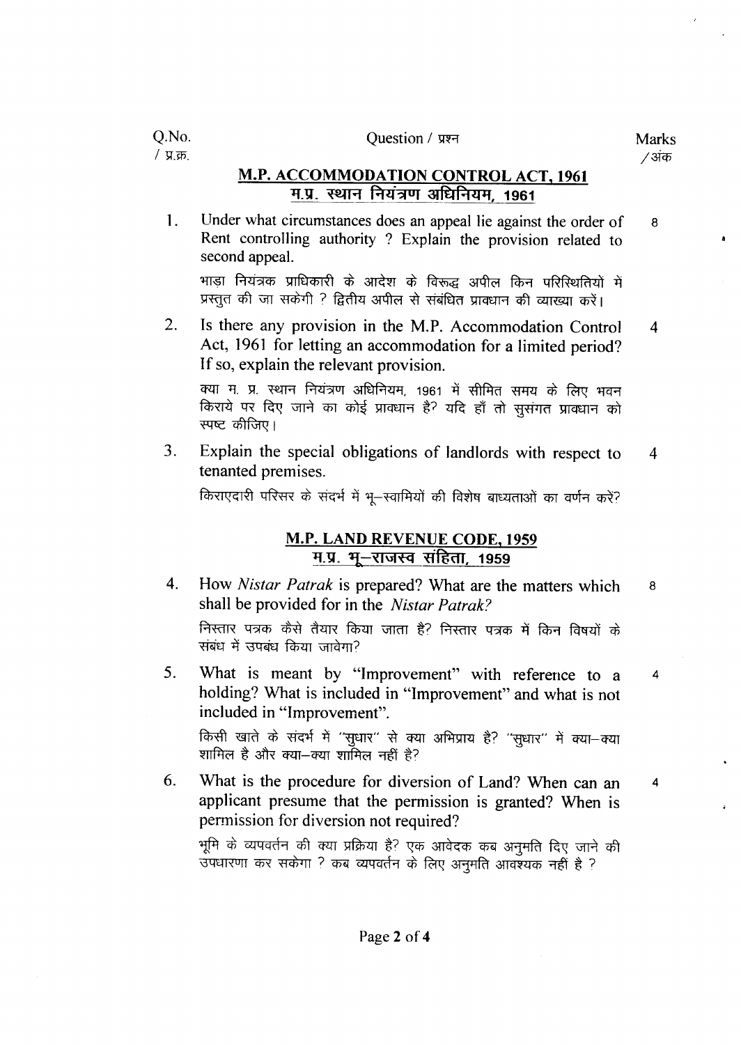| Q.No. / प्र.क्र. | Question / प्रश्न | Marks / अंक |
|---|---|---|

## M.P. ACCOMMODATION CONTROL ACT, 1961
## म.प्र. स्थान नियंत्रण अधिनियम, 1961

| Q.No. | Question | Marks |
|---|---|---|
| 1. | Under what circumstances does an appeal lie against the order of Rent controlling authority ? Explain the provision related to second appeal.<br><br>भाड़ा नियंत्रक प्राधिकारी के आदेश के विरूद्ध अपील किन परिस्थितियों में प्रस्तुत की जा सकेगी ? द्वितीय अपील से संबंधित प्रावधान की व्याख्या करें। | 8 |
| 2. | Is there any provision in the M.P. Accommodation Control Act, 1961 for letting an accommodation for a limited period? If so, explain the relevant provision.<br><br>क्या म. प्र. स्थान नियंत्रण अधिनियम, 1961 में सीमित समय के लिए भवन किराये पर दिए जाने का कोई प्रावधान है? यदि हाँ तो सुसंगत प्रावधान को स्पष्ट कीजिए। | 4 |
| 3. | Explain the special obligations of landlords with respect to tenanted premises.<br><br>किराएदारी परिसर के संदर्भ में भू–स्वामियों की विशेष बाध्यताओं का वर्णन करें? | 4 |

## M.P. LAND REVENUE CODE, 1959
## म.प्र. भू–राजस्व संहिता, 1959

| Q.No. | Question | Marks |
|---|---|---|
| 4. | How *Nistar Patrak* is prepared? What are the matters which shall be provided for in the *Nistar Patrak?*<br><br>निस्तार पत्रक कैसे तैयार किया जाता है? निस्तार पत्रक में किन विषयों के संबंध में उपबंध किया जावेगा? | 8 |
| 5. | What is meant by "Improvement" with reference to a holding? What is included in "Improvement" and what is not included in "Improvement".<br><br>किसी खाते के संदर्भ में "सुधार" से क्या अभिप्राय है? "सुधार" में क्या–क्या शामिल है और क्या–क्या शामिल नहीं है? | 4 |
| 6. | What is the procedure for diversion of Land? When can an applicant presume that the permission is granted? When is permission for diversion not required?<br><br>भूमि के व्यपवर्तन की क्या प्रक्रिया है? एक आवेदक कब अनुमति दिए जाने की उपधारणा कर सकेगा ? कब व्यपवर्तन के लिए अनुमति आवश्यक नहीं है ? | 4 |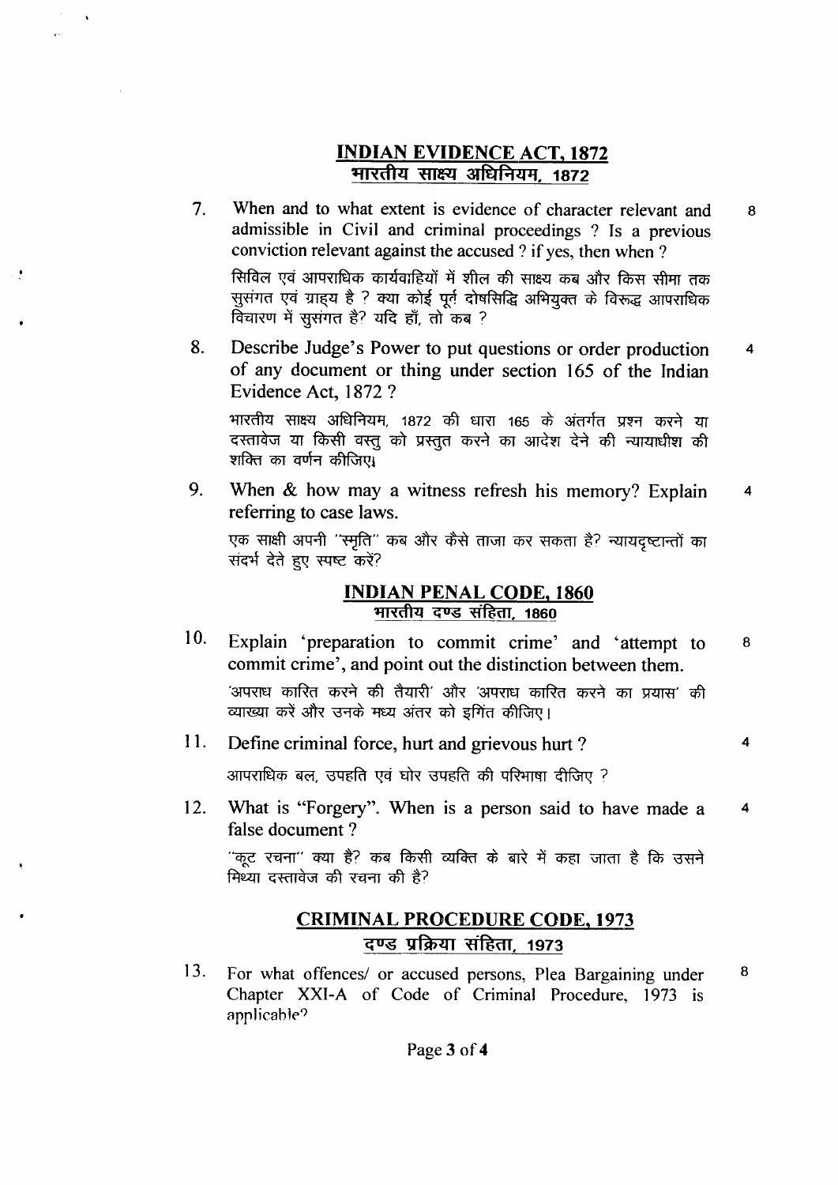## INDIAN EVIDENCE ACT, 1872
## भारतीय साक्ष्य अधिनियम, 1872

7. When and to what extent is evidence of character relevant and admissible in Civil and criminal proceedings ? Is a previous conviction relevant against the accused ? if yes, then when ? **8**

   सिविल एवं आपराधिक कार्यवाहियों में शील की साक्ष्य कब और किस सीमा तक सुसंगत एवं ग्राह्य है ? क्या कोई पूर्व दोषसिद्धि अभियुक्त के विरूद्ध आपराधिक विचारण में सुसंगत है? यदि हाँ, तो कब ?

8. Describe Judge's Power to put questions or order production of any document or thing under section 165 of the Indian Evidence Act, 1872 ? **4**

   भारतीय साक्ष्य अधिनियम, 1872 की धारा 165 के अंतर्गत प्रश्न करने या दस्तावेज या किसी वस्तु को प्रस्तुत करने का आदेश देने की न्यायाधीश की शक्ति का वर्णन कीजिए।

9. When & how may a witness refresh his memory? Explain referring to case laws. **4**

   एक साक्षी अपनी "स्मृति" कब और कैसे ताजा कर सकता है? न्यायदृष्टान्तों का संदर्भ देते हुए स्पष्ट करें?

## INDIAN PENAL CODE, 1860
## भारतीय दण्ड संहिता, 1860

10. Explain 'preparation to commit crime' and 'attempt to commit crime', and point out the distinction between them. **8**

    'अपराध कारित करने की तैयारी' और 'अपराध कारित करने का प्रयास' की व्याख्या करें और उनके मध्य अंतर को इगिंत कीजिए।

11. Define criminal force, hurt and grievous hurt ? **4**

    आपराधिक बल, उपहति एवं घोर उपहति की परिभाषा दीजिए ?

12. What is "Forgery". When is a person said to have made a false document ? **4**

    "कूट रचना" क्या है? कब किसी व्यक्ति के बारे में कहा जाता है कि उसने मिथ्या दस्तावेज की रचना की है?

## CRIMINAL PROCEDURE CODE, 1973
## दण्ड प्रक्रिया संहिता, 1973

13. For what offences/ or accused persons, Plea Bargaining under Chapter XXI-A of Code of Criminal Procedure, 1973 is applicable? **8**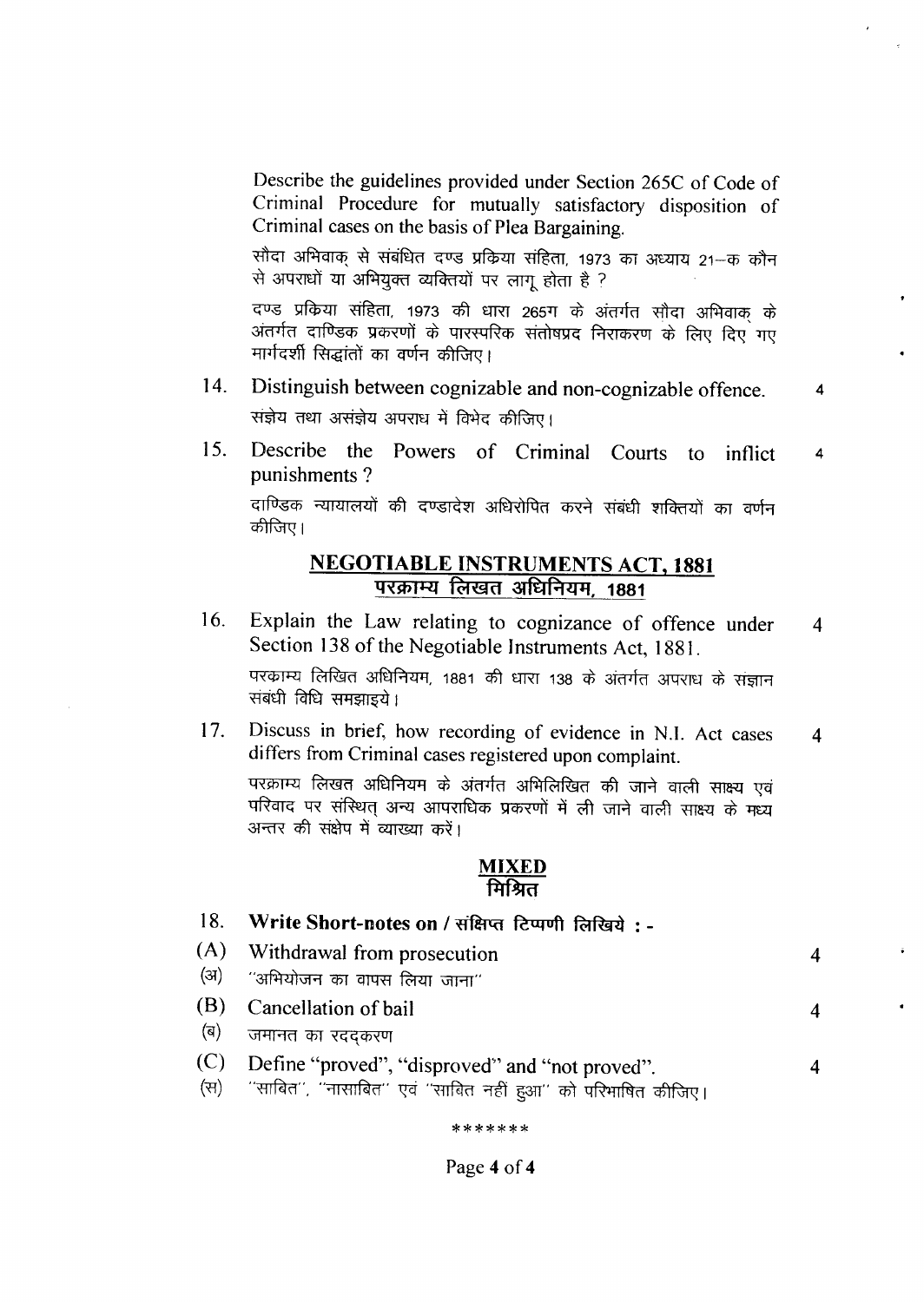Describe the guidelines provided under Section 265C of Code of Criminal Procedure for mutually satisfactory disposition of Criminal cases on the basis of Plea Bargaining.

सौदा अभिवाक् से संबंधित दण्ड प्रकिया संहिता, 1973 का अध्याय 21–क कौन से अपराधों या अभियुक्त व्यक्तियों पर लागू होता है ?

दण्ड प्रकिया संहिता, 1973 की धारा 265ग के अंतर्गत सौदा अभिवाक् के अंतर्गत दाण्डिक प्रकरणों के पारस्परिक संतोषप्रद निराकरण के लिए दिए गए मार्गदर्शी सिद्धांतों का वर्णन कीजिए।

14. Distinguish between cognizable and non-cognizable offence. 4

संज्ञेय तथा असंज्ञेय अपराध में विभेद कीजिए।

15. Describe the Powers of Criminal Courts to inflict punishments ? 4

दाण्डिक न्यायालयों की दण्डादेश अधिरोपित करने संबंधी शक्तियों का वर्णन कीजिए।

## NEGOTIABLE INSTRUMENTS ACT, 1881
## परक्राम्य लिखत अधिनियम, 1881

16. Explain the Law relating to cognizance of offence under Section 138 of the Negotiable Instruments Act, 1881. 4

परकाम्य लिखित अधिनियम, 1881 की धारा 138 के अंतर्गत अपराध के संज्ञान संबंधी विधि समझाइये।

17. Discuss in brief, how recording of evidence in N.I. Act cases differs from Criminal cases registered upon complaint. 4

परक्राम्य लिखत अधिनियम के अंतर्गत अभिलिखित की जाने वाली साक्ष्य एवं परिवाद पर संस्थित् अन्य आपराधिक प्रकरणों में ली जाने वाली साक्ष्य के मध्य अन्तर की संक्षेप में व्याख्या करें।

## MIXED
## मिश्रित

18. **Write Short-notes on / संक्षिप्त टिप्पणी लिखिये : -**

(A) Withdrawal from prosecution 4

(अ) "अभियोजन का वापस लिया जाना"

(B) Cancellation of bail 4

(ब) जमानत का रद्दकरण

(C) Define "proved", "disproved" and "not proved". 4

(स) "साबित", "नासाबित" एवं "साबित नहीं हुआ" को परिभाषित कीजिए।

\*\*\*\*\*\*\*